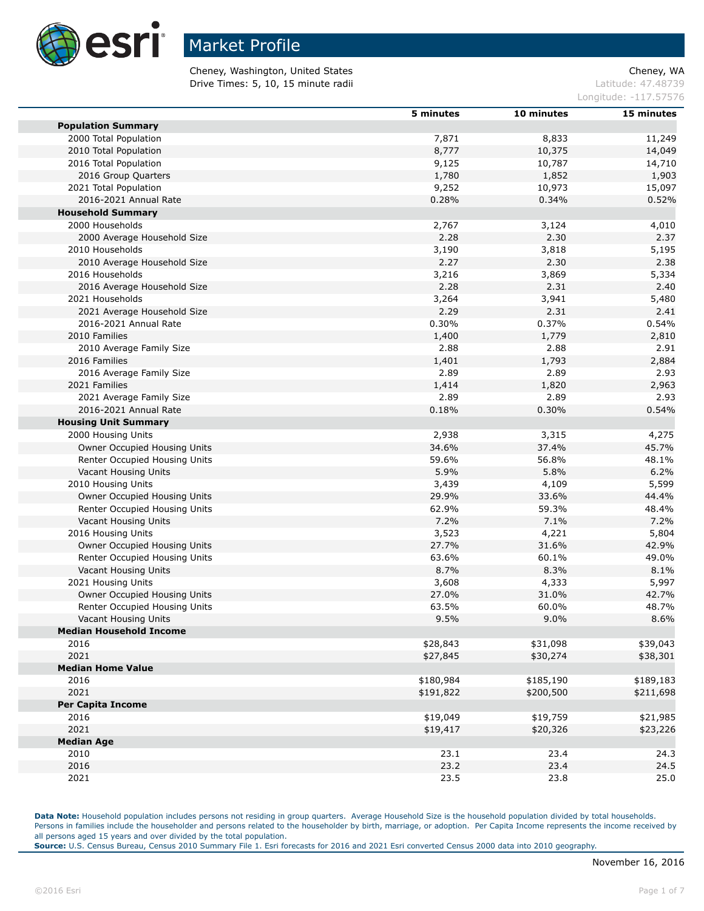# Market Profile

Cheney, Washington, United States
Drive Times: 5, 10, 15 minute radii

Cheney, WA
Latitude: 47.48739
Longitude: -117.57576

| | 5 minutes | 10 minutes | 15 minutes |
|---|---|---|---|
| **Population Summary** | | | |
| 2000 Total Population | 7,871 | 8,833 | 11,249 |
| 2010 Total Population | 8,777 | 10,375 | 14,049 |
| 2016 Total Population | 9,125 | 10,787 | 14,710 |
| 2016 Group Quarters | 1,780 | 1,852 | 1,903 |
| 2021 Total Population | 9,252 | 10,973 | 15,097 |
| 2016-2021 Annual Rate | 0.28% | 0.34% | 0.52% |
| **Household Summary** | | | |
| 2000 Households | 2,767 | 3,124 | 4,010 |
| 2000 Average Household Size | 2.28 | 2.30 | 2.37 |
| 2010 Households | 3,190 | 3,818 | 5,195 |
| 2010 Average Household Size | 2.27 | 2.30 | 2.38 |
| 2016 Households | 3,216 | 3,869 | 5,334 |
| 2016 Average Household Size | 2.28 | 2.31 | 2.40 |
| 2021 Households | 3,264 | 3,941 | 5,480 |
| 2021 Average Household Size | 2.29 | 2.31 | 2.41 |
| 2016-2021 Annual Rate | 0.30% | 0.37% | 0.54% |
| 2010 Families | 1,400 | 1,779 | 2,810 |
| 2010 Average Family Size | 2.88 | 2.88 | 2.91 |
| 2016 Families | 1,401 | 1,793 | 2,884 |
| 2016 Average Family Size | 2.89 | 2.89 | 2.93 |
| 2021 Families | 1,414 | 1,820 | 2,963 |
| 2021 Average Family Size | 2.89 | 2.89 | 2.93 |
| 2016-2021 Annual Rate | 0.18% | 0.30% | 0.54% |
| **Housing Unit Summary** | | | |
| 2000 Housing Units | 2,938 | 3,315 | 4,275 |
| Owner Occupied Housing Units | 34.6% | 37.4% | 45.7% |
| Renter Occupied Housing Units | 59.6% | 56.8% | 48.1% |
| Vacant Housing Units | 5.9% | 5.8% | 6.2% |
| 2010 Housing Units | 3,439 | 4,109 | 5,599 |
| Owner Occupied Housing Units | 29.9% | 33.6% | 44.4% |
| Renter Occupied Housing Units | 62.9% | 59.3% | 48.4% |
| Vacant Housing Units | 7.2% | 7.1% | 7.2% |
| 2016 Housing Units | 3,523 | 4,221 | 5,804 |
| Owner Occupied Housing Units | 27.7% | 31.6% | 42.9% |
| Renter Occupied Housing Units | 63.6% | 60.1% | 49.0% |
| Vacant Housing Units | 8.7% | 8.3% | 8.1% |
| 2021 Housing Units | 3,608 | 4,333 | 5,997 |
| Owner Occupied Housing Units | 27.0% | 31.0% | 42.7% |
| Renter Occupied Housing Units | 63.5% | 60.0% | 48.7% |
| Vacant Housing Units | 9.5% | 9.0% | 8.6% |
| **Median Household Income** | | | |
| 2016 | $28,843 | $31,098 | $39,043 |
| 2021 | $27,845 | $30,274 | $38,301 |
| **Median Home Value** | | | |
| 2016 | $180,984 | $185,190 | $189,183 |
| 2021 | $191,822 | $200,500 | $211,698 |
| **Per Capita Income** | | | |
| 2016 | $19,049 | $19,759 | $21,985 |
| 2021 | $19,417 | $20,326 | $23,226 |
| **Median Age** | | | |
| 2010 | 23.1 | 23.4 | 24.3 |
| 2016 | 23.2 | 23.4 | 24.5 |
| 2021 | 23.5 | 23.8 | 25.0 |

**Data Note:** Household population includes persons not residing in group quarters. Average Household Size is the household population divided by total households. Persons in families include the householder and persons related to the householder by birth, marriage, or adoption. Per Capita Income represents the income received by all persons aged 15 years and over divided by the total population.
**Source:** U.S. Census Bureau, Census 2010 Summary File 1. Esri forecasts for 2016 and 2021 Esri converted Census 2000 data into 2010 geography.

November 16, 2016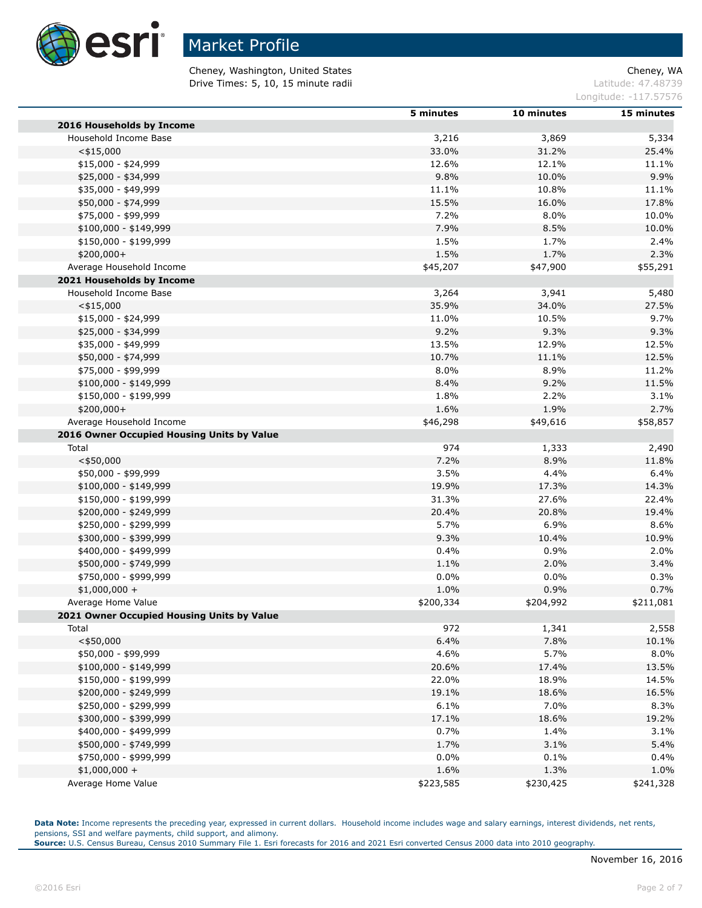# Market Profile

Cheney, Washington, United States
Drive Times: 5, 10, 15 minute radii

Cheney, WA
Latitude: 47.48739
Longitude: -117.57576

| | 5 minutes | 10 minutes | 15 minutes |
|---|---|---|---|
| **2016 Households by Income** | | | |
| Household Income Base | 3,216 | 3,869 | 5,334 |
| <$15,000 | 33.0% | 31.2% | 25.4% |
| $15,000 - $24,999 | 12.6% | 12.1% | 11.1% |
| $25,000 - $34,999 | 9.8% | 10.0% | 9.9% |
| $35,000 - $49,999 | 11.1% | 10.8% | 11.1% |
| $50,000 - $74,999 | 15.5% | 16.0% | 17.8% |
| $75,000 - $99,999 | 7.2% | 8.0% | 10.0% |
| $100,000 - $149,999 | 7.9% | 8.5% | 10.0% |
| $150,000 - $199,999 | 1.5% | 1.7% | 2.4% |
| $200,000+ | 1.5% | 1.7% | 2.3% |
| Average Household Income | $45,207 | $47,900 | $55,291 |
| **2021 Households by Income** | | | |
| Household Income Base | 3,264 | 3,941 | 5,480 |
| <$15,000 | 35.9% | 34.0% | 27.5% |
| $15,000 - $24,999 | 11.0% | 10.5% | 9.7% |
| $25,000 - $34,999 | 9.2% | 9.3% | 9.3% |
| $35,000 - $49,999 | 13.5% | 12.9% | 12.5% |
| $50,000 - $74,999 | 10.7% | 11.1% | 12.5% |
| $75,000 - $99,999 | 8.0% | 8.9% | 11.2% |
| $100,000 - $149,999 | 8.4% | 9.2% | 11.5% |
| $150,000 - $199,999 | 1.8% | 2.2% | 3.1% |
| $200,000+ | 1.6% | 1.9% | 2.7% |
| Average Household Income | $46,298 | $49,616 | $58,857 |
| **2016 Owner Occupied Housing Units by Value** | | | |
| Total | 974 | 1,333 | 2,490 |
| <$50,000 | 7.2% | 8.9% | 11.8% |
| $50,000 - $99,999 | 3.5% | 4.4% | 6.4% |
| $100,000 - $149,999 | 19.9% | 17.3% | 14.3% |
| $150,000 - $199,999 | 31.3% | 27.6% | 22.4% |
| $200,000 - $249,999 | 20.4% | 20.8% | 19.4% |
| $250,000 - $299,999 | 5.7% | 6.9% | 8.6% |
| $300,000 - $399,999 | 9.3% | 10.4% | 10.9% |
| $400,000 - $499,999 | 0.4% | 0.9% | 2.0% |
| $500,000 - $749,999 | 1.1% | 2.0% | 3.4% |
| $750,000 - $999,999 | 0.0% | 0.0% | 0.3% |
| $1,000,000 + | 1.0% | 0.9% | 0.7% |
| Average Home Value | $200,334 | $204,992 | $211,081 |
| **2021 Owner Occupied Housing Units by Value** | | | |
| Total | 972 | 1,341 | 2,558 |
| <$50,000 | 6.4% | 7.8% | 10.1% |
| $50,000 - $99,999 | 4.6% | 5.7% | 8.0% |
| $100,000 - $149,999 | 20.6% | 17.4% | 13.5% |
| $150,000 - $199,999 | 22.0% | 18.9% | 14.5% |
| $200,000 - $249,999 | 19.1% | 18.6% | 16.5% |
| $250,000 - $299,999 | 6.1% | 7.0% | 8.3% |
| $300,000 - $399,999 | 17.1% | 18.6% | 19.2% |
| $400,000 - $499,999 | 0.7% | 1.4% | 3.1% |
| $500,000 - $749,999 | 1.7% | 3.1% | 5.4% |
| $750,000 - $999,999 | 0.0% | 0.1% | 0.4% |
| $1,000,000 + | 1.6% | 1.3% | 1.0% |
| Average Home Value | $223,585 | $230,425 | $241,328 |

**Data Note:** Income represents the preceding year, expressed in current dollars. Household income includes wage and salary earnings, interest dividends, net rents, pensions, SSI and welfare payments, child support, and alimony.
**Source:** U.S. Census Bureau, Census 2010 Summary File 1. Esri forecasts for 2016 and 2021 Esri converted Census 2000 data into 2010 geography.

November 16, 2016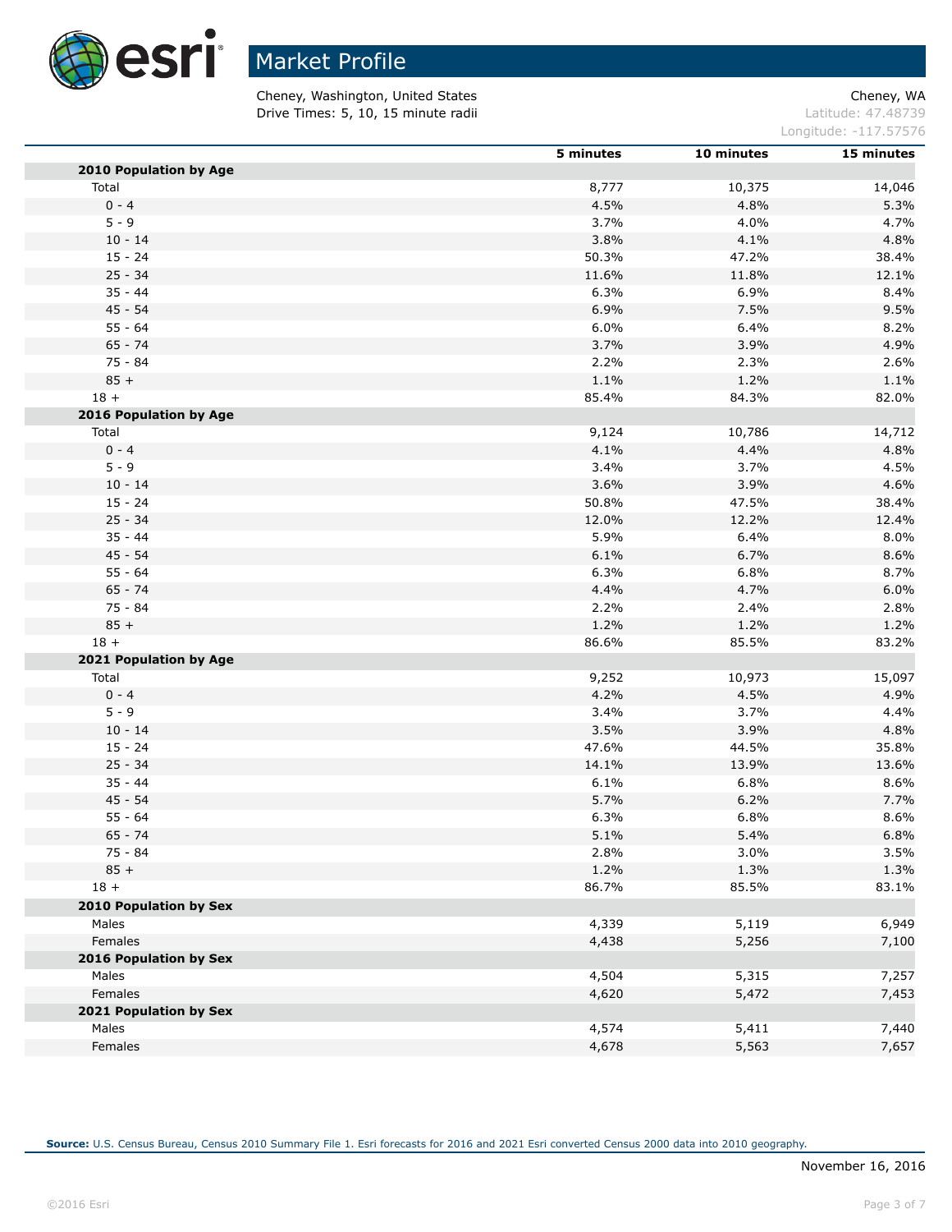# Market Profile

Cheney, Washington, United States
Drive Times: 5, 10, 15 minute radii

Cheney, WA
Latitude: 47.48739
Longitude: -117.57576

| | 5 minutes | 10 minutes | 15 minutes |
|---|---|---|---|
| **2010 Population by Age** | | | |
| Total | 8,777 | 10,375 | 14,046 |
| 0 - 4 | 4.5% | 4.8% | 5.3% |
| 5 - 9 | 3.7% | 4.0% | 4.7% |
| 10 - 14 | 3.8% | 4.1% | 4.8% |
| 15 - 24 | 50.3% | 47.2% | 38.4% |
| 25 - 34 | 11.6% | 11.8% | 12.1% |
| 35 - 44 | 6.3% | 6.9% | 8.4% |
| 45 - 54 | 6.9% | 7.5% | 9.5% |
| 55 - 64 | 6.0% | 6.4% | 8.2% |
| 65 - 74 | 3.7% | 3.9% | 4.9% |
| 75 - 84 | 2.2% | 2.3% | 2.6% |
| 85 + | 1.1% | 1.2% | 1.1% |
| 18 + | 85.4% | 84.3% | 82.0% |
| **2016 Population by Age** | | | |
| Total | 9,124 | 10,786 | 14,712 |
| 0 - 4 | 4.1% | 4.4% | 4.8% |
| 5 - 9 | 3.4% | 3.7% | 4.5% |
| 10 - 14 | 3.6% | 3.9% | 4.6% |
| 15 - 24 | 50.8% | 47.5% | 38.4% |
| 25 - 34 | 12.0% | 12.2% | 12.4% |
| 35 - 44 | 5.9% | 6.4% | 8.0% |
| 45 - 54 | 6.1% | 6.7% | 8.6% |
| 55 - 64 | 6.3% | 6.8% | 8.7% |
| 65 - 74 | 4.4% | 4.7% | 6.0% |
| 75 - 84 | 2.2% | 2.4% | 2.8% |
| 85 + | 1.2% | 1.2% | 1.2% |
| 18 + | 86.6% | 85.5% | 83.2% |
| **2021 Population by Age** | | | |
| Total | 9,252 | 10,973 | 15,097 |
| 0 - 4 | 4.2% | 4.5% | 4.9% |
| 5 - 9 | 3.4% | 3.7% | 4.4% |
| 10 - 14 | 3.5% | 3.9% | 4.8% |
| 15 - 24 | 47.6% | 44.5% | 35.8% |
| 25 - 34 | 14.1% | 13.9% | 13.6% |
| 35 - 44 | 6.1% | 6.8% | 8.6% |
| 45 - 54 | 5.7% | 6.2% | 7.7% |
| 55 - 64 | 6.3% | 6.8% | 8.6% |
| 65 - 74 | 5.1% | 5.4% | 6.8% |
| 75 - 84 | 2.8% | 3.0% | 3.5% |
| 85 + | 1.2% | 1.3% | 1.3% |
| 18 + | 86.7% | 85.5% | 83.1% |
| **2010 Population by Sex** | | | |
| Males | 4,339 | 5,119 | 6,949 |
| Females | 4,438 | 5,256 | 7,100 |
| **2016 Population by Sex** | | | |
| Males | 4,504 | 5,315 | 7,257 |
| Females | 4,620 | 5,472 | 7,453 |
| **2021 Population by Sex** | | | |
| Males | 4,574 | 5,411 | 7,440 |
| Females | 4,678 | 5,563 | 7,657 |

**Source:** U.S. Census Bureau, Census 2010 Summary File 1. Esri forecasts for 2016 and 2021 Esri converted Census 2000 data into 2010 geography.

November 16, 2016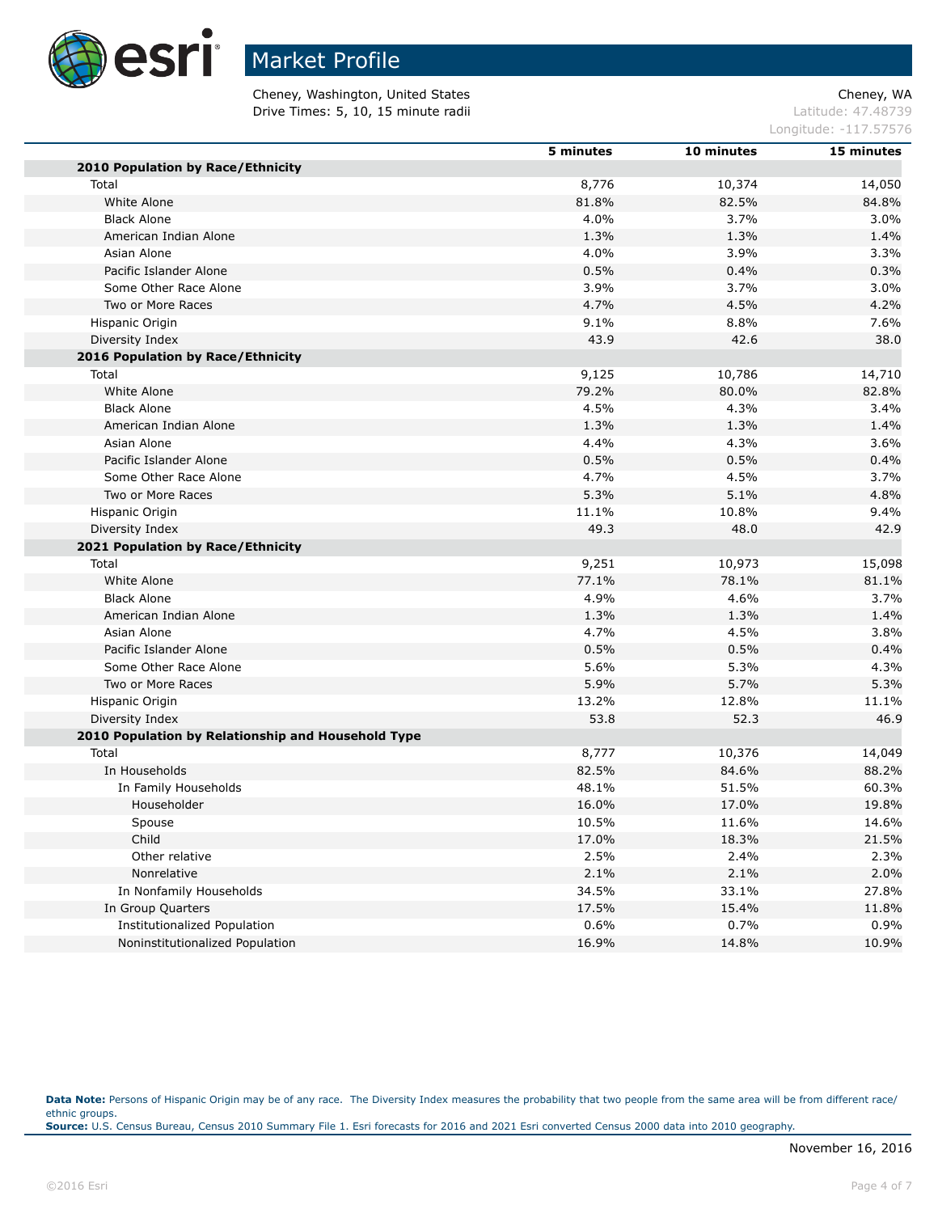# Market Profile

Cheney, Washington, United States
Drive Times: 5, 10, 15 minute radii

Cheney, WA
Latitude: 47.48739
Longitude: -117.57576

| | 5 minutes | 10 minutes | 15 minutes |
|---|---|---|---|
| **2010 Population by Race/Ethnicity** | | | |
| Total | 8,776 | 10,374 | 14,050 |
| White Alone | 81.8% | 82.5% | 84.8% |
| Black Alone | 4.0% | 3.7% | 3.0% |
| American Indian Alone | 1.3% | 1.3% | 1.4% |
| Asian Alone | 4.0% | 3.9% | 3.3% |
| Pacific Islander Alone | 0.5% | 0.4% | 0.3% |
| Some Other Race Alone | 3.9% | 3.7% | 3.0% |
| Two or More Races | 4.7% | 4.5% | 4.2% |
| Hispanic Origin | 9.1% | 8.8% | 7.6% |
| Diversity Index | 43.9 | 42.6 | 38.0 |
| **2016 Population by Race/Ethnicity** | | | |
| Total | 9,125 | 10,786 | 14,710 |
| White Alone | 79.2% | 80.0% | 82.8% |
| Black Alone | 4.5% | 4.3% | 3.4% |
| American Indian Alone | 1.3% | 1.3% | 1.4% |
| Asian Alone | 4.4% | 4.3% | 3.6% |
| Pacific Islander Alone | 0.5% | 0.5% | 0.4% |
| Some Other Race Alone | 4.7% | 4.5% | 3.7% |
| Two or More Races | 5.3% | 5.1% | 4.8% |
| Hispanic Origin | 11.1% | 10.8% | 9.4% |
| Diversity Index | 49.3 | 48.0 | 42.9 |
| **2021 Population by Race/Ethnicity** | | | |
| Total | 9,251 | 10,973 | 15,098 |
| White Alone | 77.1% | 78.1% | 81.1% |
| Black Alone | 4.9% | 4.6% | 3.7% |
| American Indian Alone | 1.3% | 1.3% | 1.4% |
| Asian Alone | 4.7% | 4.5% | 3.8% |
| Pacific Islander Alone | 0.5% | 0.5% | 0.4% |
| Some Other Race Alone | 5.6% | 5.3% | 4.3% |
| Two or More Races | 5.9% | 5.7% | 5.3% |
| Hispanic Origin | 13.2% | 12.8% | 11.1% |
| Diversity Index | 53.8 | 52.3 | 46.9 |
| **2010 Population by Relationship and Household Type** | | | |
| Total | 8,777 | 10,376 | 14,049 |
| In Households | 82.5% | 84.6% | 88.2% |
| In Family Households | 48.1% | 51.5% | 60.3% |
| Householder | 16.0% | 17.0% | 19.8% |
| Spouse | 10.5% | 11.6% | 14.6% |
| Child | 17.0% | 18.3% | 21.5% |
| Other relative | 2.5% | 2.4% | 2.3% |
| Nonrelative | 2.1% | 2.1% | 2.0% |
| In Nonfamily Households | 34.5% | 33.1% | 27.8% |
| In Group Quarters | 17.5% | 15.4% | 11.8% |
| Institutionalized Population | 0.6% | 0.7% | 0.9% |
| Noninstitutionalized Population | 16.9% | 14.8% | 10.9% |

**Data Note:** Persons of Hispanic Origin may be of any race. The Diversity Index measures the probability that two people from the same area will be from different race/ethnic groups.
**Source:** U.S. Census Bureau, Census 2010 Summary File 1. Esri forecasts for 2016 and 2021 Esri converted Census 2000 data into 2010 geography.

November 16, 2016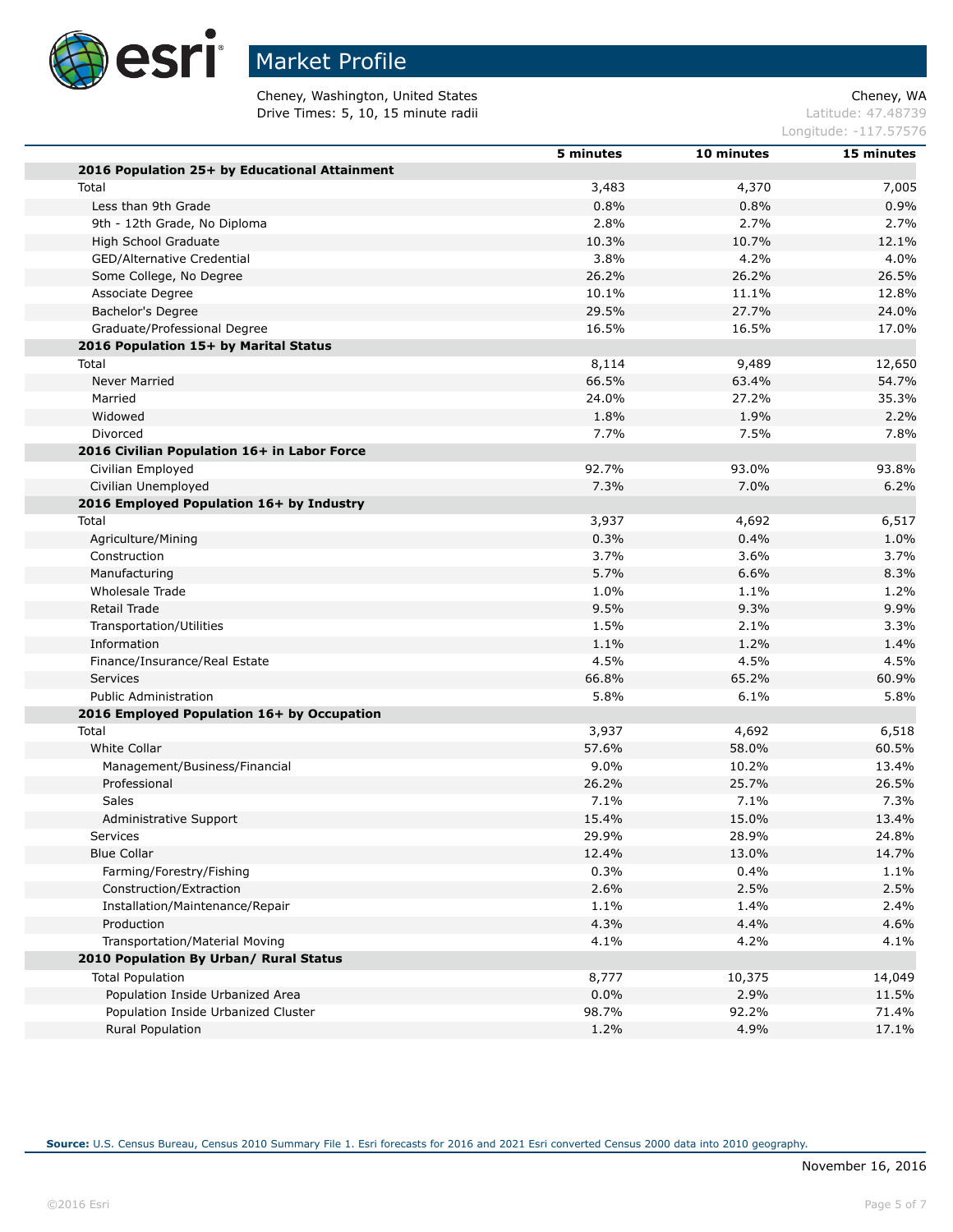# Market Profile

Cheney, Washington, United States
Drive Times: 5, 10, 15 minute radii

Cheney, WA
Latitude: 47.48739
Longitude: -117.57576

| | 5 minutes | 10 minutes | 15 minutes |
|---|---|---|---|
| **2016 Population 25+ by Educational Attainment** | | | |
| Total | 3,483 | 4,370 | 7,005 |
| Less than 9th Grade | 0.8% | 0.8% | 0.9% |
| 9th - 12th Grade, No Diploma | 2.8% | 2.7% | 2.7% |
| High School Graduate | 10.3% | 10.7% | 12.1% |
| GED/Alternative Credential | 3.8% | 4.2% | 4.0% |
| Some College, No Degree | 26.2% | 26.2% | 26.5% |
| Associate Degree | 10.1% | 11.1% | 12.8% |
| Bachelor's Degree | 29.5% | 27.7% | 24.0% |
| Graduate/Professional Degree | 16.5% | 16.5% | 17.0% |
| **2016 Population 15+ by Marital Status** | | | |
| Total | 8,114 | 9,489 | 12,650 |
| Never Married | 66.5% | 63.4% | 54.7% |
| Married | 24.0% | 27.2% | 35.3% |
| Widowed | 1.8% | 1.9% | 2.2% |
| Divorced | 7.7% | 7.5% | 7.8% |
| **2016 Civilian Population 16+ in Labor Force** | | | |
| Civilian Employed | 92.7% | 93.0% | 93.8% |
| Civilian Unemployed | 7.3% | 7.0% | 6.2% |
| **2016 Employed Population 16+ by Industry** | | | |
| Total | 3,937 | 4,692 | 6,517 |
| Agriculture/Mining | 0.3% | 0.4% | 1.0% |
| Construction | 3.7% | 3.6% | 3.7% |
| Manufacturing | 5.7% | 6.6% | 8.3% |
| Wholesale Trade | 1.0% | 1.1% | 1.2% |
| Retail Trade | 9.5% | 9.3% | 9.9% |
| Transportation/Utilities | 1.5% | 2.1% | 3.3% |
| Information | 1.1% | 1.2% | 1.4% |
| Finance/Insurance/Real Estate | 4.5% | 4.5% | 4.5% |
| Services | 66.8% | 65.2% | 60.9% |
| Public Administration | 5.8% | 6.1% | 5.8% |
| **2016 Employed Population 16+ by Occupation** | | | |
| Total | 3,937 | 4,692 | 6,518 |
| White Collar | 57.6% | 58.0% | 60.5% |
| Management/Business/Financial | 9.0% | 10.2% | 13.4% |
| Professional | 26.2% | 25.7% | 26.5% |
| Sales | 7.1% | 7.1% | 7.3% |
| Administrative Support | 15.4% | 15.0% | 13.4% |
| Services | 29.9% | 28.9% | 24.8% |
| Blue Collar | 12.4% | 13.0% | 14.7% |
| Farming/Forestry/Fishing | 0.3% | 0.4% | 1.1% |
| Construction/Extraction | 2.6% | 2.5% | 2.5% |
| Installation/Maintenance/Repair | 1.1% | 1.4% | 2.4% |
| Production | 4.3% | 4.4% | 4.6% |
| Transportation/Material Moving | 4.1% | 4.2% | 4.1% |
| **2010 Population By Urban/ Rural Status** | | | |
| Total Population | 8,777 | 10,375 | 14,049 |
| Population Inside Urbanized Area | 0.0% | 2.9% | 11.5% |
| Population Inside Urbanized Cluster | 98.7% | 92.2% | 71.4% |
| Rural Population | 1.2% | 4.9% | 17.1% |

**Source:** U.S. Census Bureau, Census 2010 Summary File 1. Esri forecasts for 2016 and 2021 Esri converted Census 2000 data into 2010 geography.

November 16, 2016

©2016 Esri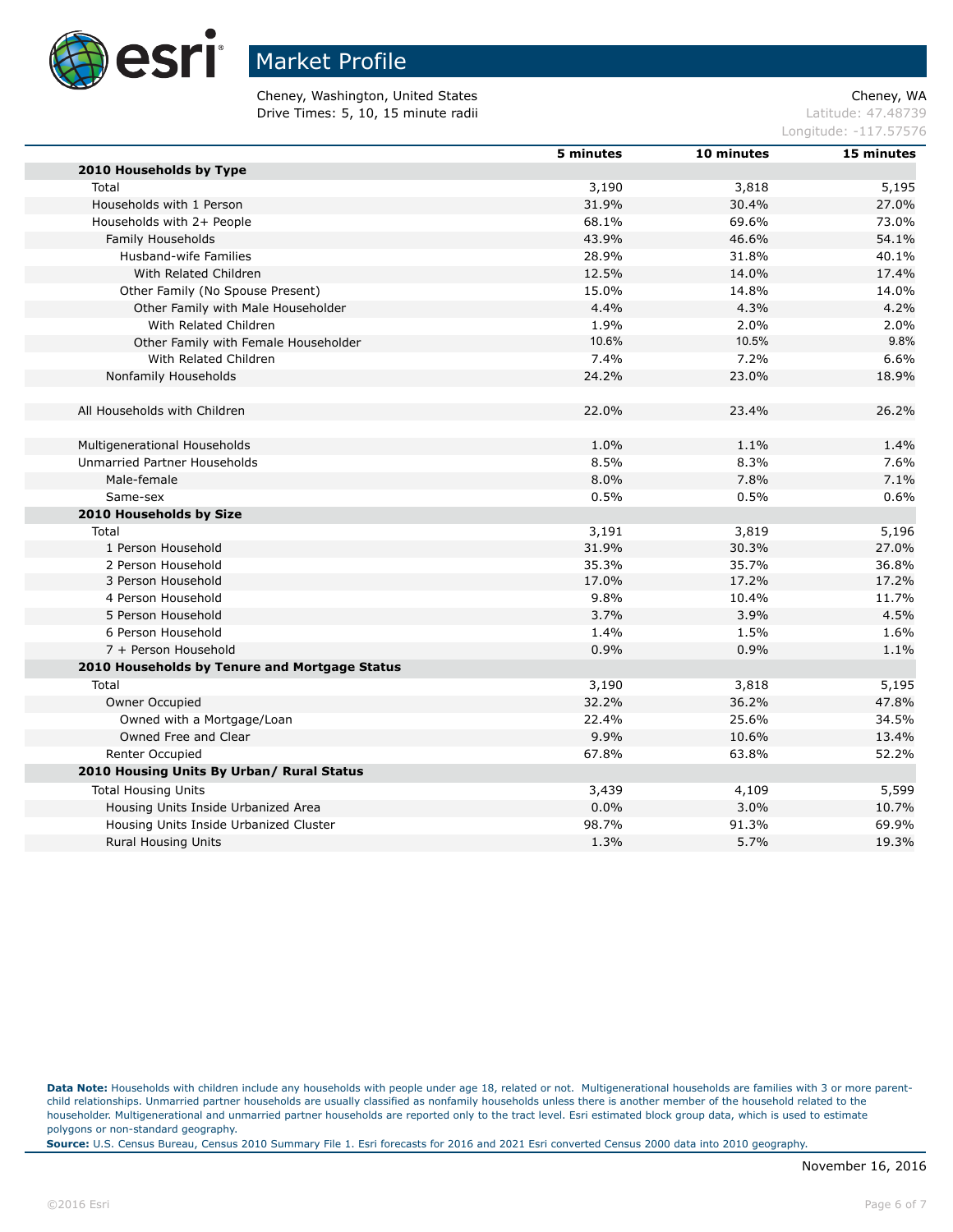# Market Profile

Cheney, Washington, United States
Drive Times: 5, 10, 15 minute radii

Cheney, WA
Latitude: 47.48739
Longitude: -117.57576

| | 5 minutes | 10 minutes | 15 minutes |
|---|---|---|---|
| **2010 Households by Type** | | | |
| Total | 3,190 | 3,818 | 5,195 |
| Households with 1 Person | 31.9% | 30.4% | 27.0% |
| Households with 2+ People | 68.1% | 69.6% | 73.0% |
| Family Households | 43.9% | 46.6% | 54.1% |
| Husband-wife Families | 28.9% | 31.8% | 40.1% |
| With Related Children | 12.5% | 14.0% | 17.4% |
| Other Family (No Spouse Present) | 15.0% | 14.8% | 14.0% |
| Other Family with Male Householder | 4.4% | 4.3% | 4.2% |
| With Related Children | 1.9% | 2.0% | 2.0% |
| Other Family with Female Householder | 10.6% | 10.5% | 9.8% |
| With Related Children | 7.4% | 7.2% | 6.6% |
| Nonfamily Households | 24.2% | 23.0% | 18.9% |
| | | | |
| All Households with Children | 22.0% | 23.4% | 26.2% |
| | | | |
| Multigenerational Households | 1.0% | 1.1% | 1.4% |
| Unmarried Partner Households | 8.5% | 8.3% | 7.6% |
| Male-female | 8.0% | 7.8% | 7.1% |
| Same-sex | 0.5% | 0.5% | 0.6% |
| **2010 Households by Size** | | | |
| Total | 3,191 | 3,819 | 5,196 |
| 1 Person Household | 31.9% | 30.3% | 27.0% |
| 2 Person Household | 35.3% | 35.7% | 36.8% |
| 3 Person Household | 17.0% | 17.2% | 17.2% |
| 4 Person Household | 9.8% | 10.4% | 11.7% |
| 5 Person Household | 3.7% | 3.9% | 4.5% |
| 6 Person Household | 1.4% | 1.5% | 1.6% |
| 7 + Person Household | 0.9% | 0.9% | 1.1% |
| **2010 Households by Tenure and Mortgage Status** | | | |
| Total | 3,190 | 3,818 | 5,195 |
| Owner Occupied | 32.2% | 36.2% | 47.8% |
| Owned with a Mortgage/Loan | 22.4% | 25.6% | 34.5% |
| Owned Free and Clear | 9.9% | 10.6% | 13.4% |
| Renter Occupied | 67.8% | 63.8% | 52.2% |
| **2010 Housing Units By Urban/ Rural Status** | | | |
| Total Housing Units | 3,439 | 4,109 | 5,599 |
| Housing Units Inside Urbanized Area | 0.0% | 3.0% | 10.7% |
| Housing Units Inside Urbanized Cluster | 98.7% | 91.3% | 69.9% |
| Rural Housing Units | 1.3% | 5.7% | 19.3% |

**Data Note:** Households with children include any households with people under age 18, related or not. Multigenerational households are families with 3 or more parent-child relationships. Unmarried partner households are usually classified as nonfamily households unless there is another member of the household related to the householder. Multigenerational and unmarried partner households are reported only to the tract level. Esri estimated block group data, which is used to estimate polygons or non-standard geography.

**Source:** U.S. Census Bureau, Census 2010 Summary File 1. Esri forecasts for 2016 and 2021 Esri converted Census 2000 data into 2010 geography.

November 16, 2016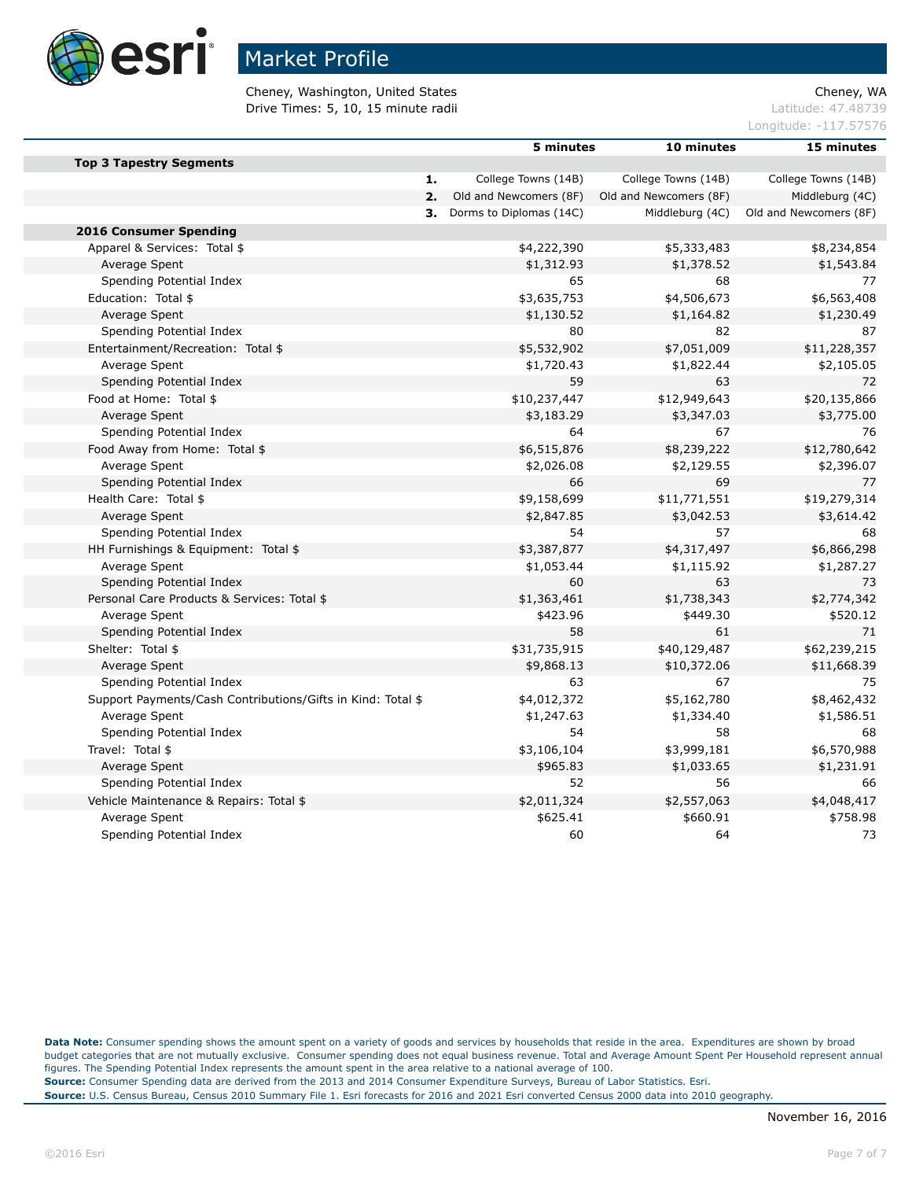# Market Profile

Cheney, Washington, United States
Drive Times: 5, 10, 15 minute radii

Cheney, WA
Latitude: 47.48739
Longitude: -117.57576

| | 5 minutes | 10 minutes | 15 minutes |
|---|---|---|---|
| **Top 3 Tapestry Segments** | | | |
| 1. | College Towns (14B) | College Towns (14B) | College Towns (14B) |
| 2. | Old and Newcomers (8F) | Old and Newcomers (8F) | Middleburg (4C) |
| 3. | Dorms to Diplomas (14C) | Middleburg (4C) | Old and Newcomers (8F) |
| **2016 Consumer Spending** | | | |
| Apparel & Services: Total $ | $4,222,390 | $5,333,483 | $8,234,854 |
| Average Spent | $1,312.93 | $1,378.52 | $1,543.84 |
| Spending Potential Index | 65 | 68 | 77 |
| Education: Total $ | $3,635,753 | $4,506,673 | $6,563,408 |
| Average Spent | $1,130.52 | $1,164.82 | $1,230.49 |
| Spending Potential Index | 80 | 82 | 87 |
| Entertainment/Recreation: Total $ | $5,532,902 | $7,051,009 | $11,228,357 |
| Average Spent | $1,720.43 | $1,822.44 | $2,105.05 |
| Spending Potential Index | 59 | 63 | 72 |
| Food at Home: Total $ | $10,237,447 | $12,949,643 | $20,135,866 |
| Average Spent | $3,183.29 | $3,347.03 | $3,775.00 |
| Spending Potential Index | 64 | 67 | 76 |
| Food Away from Home: Total $ | $6,515,876 | $8,239,222 | $12,780,642 |
| Average Spent | $2,026.08 | $2,129.55 | $2,396.07 |
| Spending Potential Index | 66 | 69 | 77 |
| Health Care: Total $ | $9,158,699 | $11,771,551 | $19,279,314 |
| Average Spent | $2,847.85 | $3,042.53 | $3,614.42 |
| Spending Potential Index | 54 | 57 | 68 |
| HH Furnishings & Equipment: Total $ | $3,387,877 | $4,317,497 | $6,866,298 |
| Average Spent | $1,053.44 | $1,115.92 | $1,287.27 |
| Spending Potential Index | 60 | 63 | 73 |
| Personal Care Products & Services: Total $ | $1,363,461 | $1,738,343 | $2,774,342 |
| Average Spent | $423.96 | $449.30 | $520.12 |
| Spending Potential Index | 58 | 61 | 71 |
| Shelter: Total $ | $31,735,915 | $40,129,487 | $62,239,215 |
| Average Spent | $9,868.13 | $10,372.06 | $11,668.39 |
| Spending Potential Index | 63 | 67 | 75 |
| Support Payments/Cash Contributions/Gifts in Kind: Total $ | $4,012,372 | $5,162,780 | $8,462,432 |
| Average Spent | $1,247.63 | $1,334.40 | $1,586.51 |
| Spending Potential Index | 54 | 58 | 68 |
| Travel: Total $ | $3,106,104 | $3,999,181 | $6,570,988 |
| Average Spent | $965.83 | $1,033.65 | $1,231.91 |
| Spending Potential Index | 52 | 56 | 66 |
| Vehicle Maintenance & Repairs: Total $ | $2,011,324 | $2,557,063 | $4,048,417 |
| Average Spent | $625.41 | $660.91 | $758.98 |
| Spending Potential Index | 60 | 64 | 73 |

**Data Note:** Consumer spending shows the amount spent on a variety of goods and services by households that reside in the area. Expenditures are shown by broad budget categories that are not mutually exclusive. Consumer spending does not equal business revenue. Total and Average Amount Spent Per Household represent annual figures. The Spending Potential Index represents the amount spent in the area relative to a national average of 100.
**Source:** Consumer Spending data are derived from the 2013 and 2014 Consumer Expenditure Surveys, Bureau of Labor Statistics. Esri.
**Source:** U.S. Census Bureau, Census 2010 Summary File 1. Esri forecasts for 2016 and 2021 Esri converted Census 2000 data into 2010 geography.

November 16, 2016